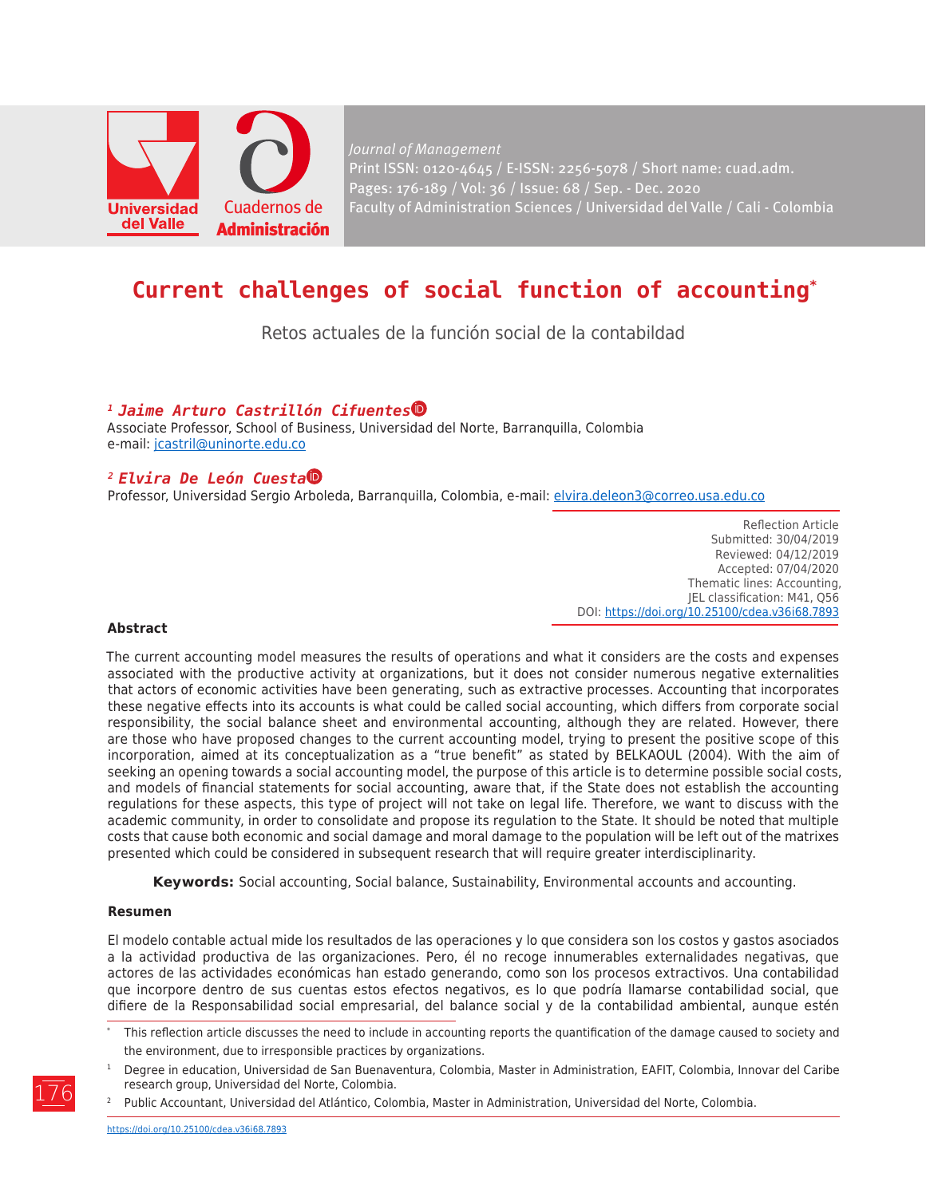Journal of Management
Print ISSN: 0120-4645 / E-ISSN: 2256-5078 / Short name: cuad.adm.
Pages: 176-189 / Vol: 36 / Issue: 68 / Sep. - Dec. 2020
Faculty of Administration Sciences / Universidad del Valle / Cali - Colombia

# Current challenges of social function of accounting*

Retos actuales de la función social de la contabildad

**[1] *Jaime Arturo Castrillón Cifuentes***
Associate Professor, School of Business, Universidad del Norte, Barranquilla, Colombia
e-mail: jcastril@uninorte.edu.co

**[2] *Elvira De León Cuesta***
Professor, Universidad Sergio Arboleda, Barranquilla, Colombia, e-mail: elvira.deleon3@correo.usa.edu.co

Reflection Article
Submitted: 30/04/2019
Reviewed: 04/12/2019
Accepted: 07/04/2020
Thematic lines: Accounting,
JEL classification: M41, Q56
DOI: https://doi.org/10.25100/cdea.v36i68.7893

**Abstract**

The current accounting model measures the results of operations and what it considers are the costs and expenses associated with the productive activity at organizations, but it does not consider numerous negative externalities that actors of economic activities have been generating, such as extractive processes. Accounting that incorporates these negative effects into its accounts is what could be called social accounting, which differs from corporate social responsibility, the social balance sheet and environmental accounting, although they are related. However, there are those who have proposed changes to the current accounting model, trying to present the positive scope of this incorporation, aimed at its conceptualization as a "true benefit" as stated by BELKAOUL (2004). With the aim of seeking an opening towards a social accounting model, the purpose of this article is to determine possible social costs, and models of financial statements for social accounting, aware that, if the State does not establish the accounting regulations for these aspects, this type of project will not take on legal life. Therefore, we want to discuss with the academic community, in order to consolidate and propose its regulation to the State. It should be noted that multiple costs that cause both economic and social damage and moral damage to the population will be left out of the matrixes presented which could be considered in subsequent research that will require greater interdisciplinarity.

**Keywords:** Social accounting, Social balance, Sustainability, Environmental accounts and accounting.

**Resumen**

El modelo contable actual mide los resultados de las operaciones y lo que considera son los costos y gastos asociados a la actividad productiva de las organizaciones. Pero, él no recoge innumerables externalidades negativas, que actores de las actividades económicas han estado generando, como son los procesos extractivos. Una contabilidad que incorpore dentro de sus cuentas estos efectos negativos, es lo que podría llamarse contabilidad social, que difiere de la Responsabilidad social empresarial, del balance social y de la contabilidad ambiental, aunque estén

---

* This reflection article discusses the need to include in accounting reports the quantification of the damage caused to society and the environment, due to irresponsible practices by organizations.

[1] Degree in education, Universidad de San Buenaventura, Colombia, Master in Administration, EAFIT, Colombia, Innovar del Caribe research group, Universidad del Norte, Colombia.

[2] Public Accountant, Universidad del Atlántico, Colombia, Master in Administration, Universidad del Norte, Colombia.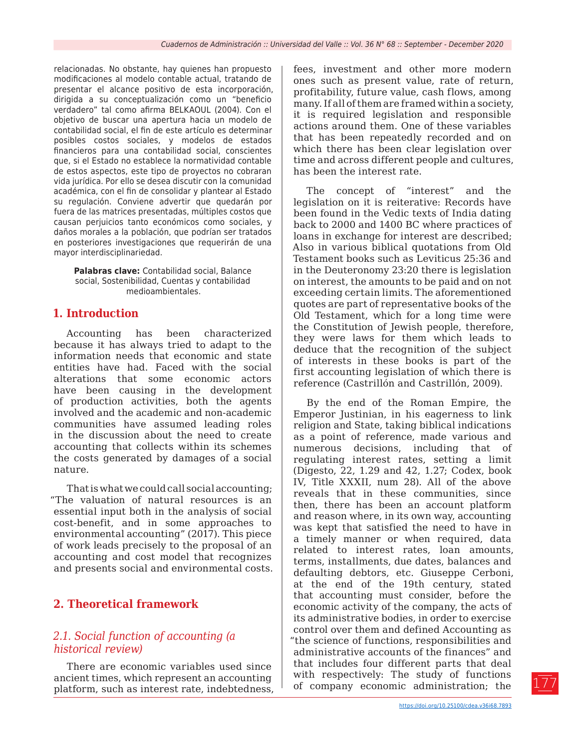relacionadas. No obstante, hay quienes han propuesto modificaciones al modelo contable actual, tratando de presentar el alcance positivo de esta incorporación, dirigida a su conceptualización como un "beneficio verdadero" tal como afirma BELKAOUL (2004). Con el objetivo de buscar una apertura hacia un modelo de contabilidad social, el fin de este artículo es determinar posibles costos sociales, y modelos de estados financieros para una contabilidad social, conscientes que, si el Estado no establece la normatividad contable de estos aspectos, este tipo de proyectos no cobraran vida jurídica. Por ello se desea discutir con la comunidad académica, con el fin de consolidar y plantear al Estado su regulación. Conviene advertir que quedarán por fuera de las matrices presentadas, múltiples costos que causan perjuicios tanto económicos como sociales, y daños morales a la población, que podrían ser tratados en posteriores investigaciones que requerirán de una mayor interdisciplinariedad.

**Palabras clave:** Contabilidad social, Balance social, Sostenibilidad, Cuentas y contabilidad medioambientales.

## 1. Introduction

Accounting has been characterized because it has always tried to adapt to the information needs that economic and state entities have had. Faced with the social alterations that some economic actors have been causing in the development of production activities, both the agents involved and the academic and non-academic communities have assumed leading roles in the discussion about the need to create accounting that collects within its schemes the costs generated by damages of a social nature.

That is what we could call social accounting; "The valuation of natural resources is an essential input both in the analysis of social cost-benefit, and in some approaches to environmental accounting" (2017). This piece of work leads precisely to the proposal of an accounting and cost model that recognizes and presents social and environmental costs.

## 2. Theoretical framework

### *2.1. Social function of accounting (a historical review)*

There are economic variables used since ancient times, which represent an accounting platform, such as interest rate, indebtedness, fees, investment and other more modern ones such as present value, rate of return, profitability, future value, cash flows, among many. If all of them are framed within a society, it is required legislation and responsible actions around them. One of these variables that has been repeatedly recorded and on which there has been clear legislation over time and across different people and cultures, has been the interest rate.

The concept of "interest" and the legislation on it is reiterative: Records have been found in the Vedic texts of India dating back to 2000 and 1400 BC where practices of loans in exchange for interest are described; Also in various biblical quotations from Old Testament books such as Leviticus 25:36 and in the Deuteronomy 23:20 there is legislation on interest, the amounts to be paid and on not exceeding certain limits. The aforementioned quotes are part of representative books of the Old Testament, which for a long time were the Constitution of Jewish people, therefore, they were laws for them which leads to deduce that the recognition of the subject of interests in these books is part of the first accounting legislation of which there is reference (Castrillón and Castrillón, 2009).

By the end of the Roman Empire, the Emperor Justinian, in his eagerness to link religion and State, taking biblical indications as a point of reference, made various and numerous decisions, including that of regulating interest rates, setting a limit (Digesto, 22, 1.29 and 42, 1.27; Codex, book IV, Title XXXII, num 28). All of the above reveals that in these communities, since then, there has been an account platform and reason where, in its own way, accounting was kept that satisfied the need to have in a timely manner or when required, data related to interest rates, loan amounts, terms, installments, due dates, balances and defaulting debtors, etc. Giuseppe Cerboni, at the end of the 19th century, stated that accounting must consider, before the economic activity of the company, the acts of its administrative bodies, in order to exercise control over them and defined Accounting as "the science of functions, responsibilities and administrative accounts of the finances" and that includes four different parts that deal with respectively: The study of functions of company economic administration; the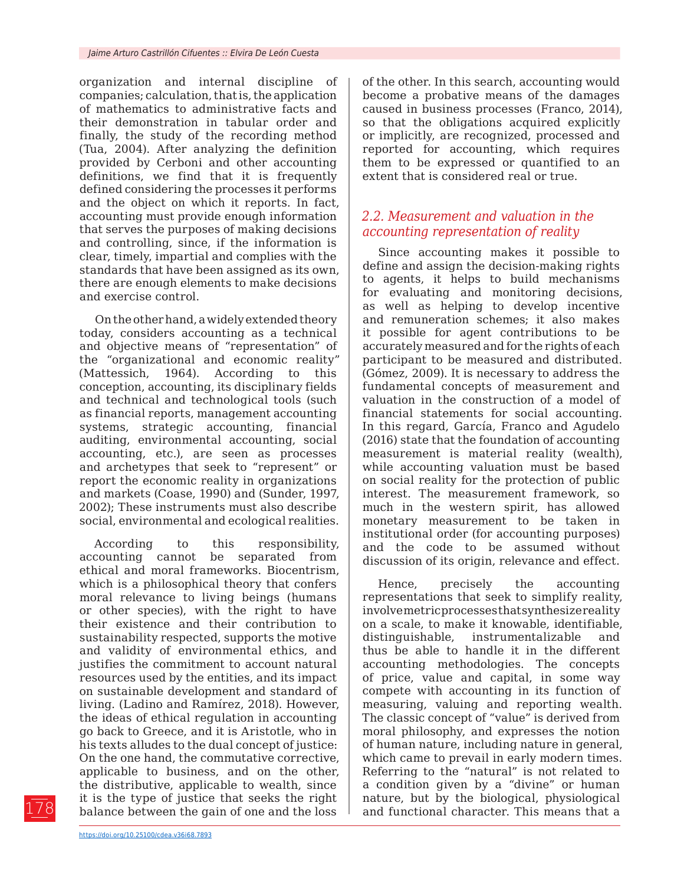organization and internal discipline of companies; calculation, that is, the application of mathematics to administrative facts and their demonstration in tabular order and finally, the study of the recording method (Tua, 2004). After analyzing the definition provided by Cerboni and other accounting definitions, we find that it is frequently defined considering the processes it performs and the object on which it reports. In fact, accounting must provide enough information that serves the purposes of making decisions and controlling, since, if the information is clear, timely, impartial and complies with the standards that have been assigned as its own, there are enough elements to make decisions and exercise control.

On the other hand, a widely extended theory today, considers accounting as a technical and objective means of "representation" of the "organizational and economic reality" (Mattessich, 1964). According to this conception, accounting, its disciplinary fields and technical and technological tools (such as financial reports, management accounting systems, strategic accounting, financial auditing, environmental accounting, social accounting, etc.), are seen as processes and archetypes that seek to "represent" or report the economic reality in organizations and markets (Coase, 1990) and (Sunder, 1997, 2002); These instruments must also describe social, environmental and ecological realities.

According to this responsibility, accounting cannot be separated from ethical and moral frameworks. Biocentrism, which is a philosophical theory that confers moral relevance to living beings (humans or other species), with the right to have their existence and their contribution to sustainability respected, supports the motive and validity of environmental ethics, and justifies the commitment to account natural resources used by the entities, and its impact on sustainable development and standard of living. (Ladino and Ramírez, 2018). However, the ideas of ethical regulation in accounting go back to Greece, and it is Aristotle, who in his texts alludes to the dual concept of justice: On the one hand, the commutative corrective, applicable to business, and on the other, the distributive, applicable to wealth, since it is the type of justice that seeks the right balance between the gain of one and the loss of the other. In this search, accounting would become a probative means of the damages caused in business processes (Franco, 2014), so that the obligations acquired explicitly or implicitly, are recognized, processed and reported for accounting, which requires them to be expressed or quantified to an extent that is considered real or true.

## *2.2. Measurement and valuation in the accounting representation of reality*

Since accounting makes it possible to define and assign the decision-making rights to agents, it helps to build mechanisms for evaluating and monitoring decisions, as well as helping to develop incentive and remuneration schemes; it also makes it possible for agent contributions to be accurately measured and for the rights of each participant to be measured and distributed. (Gómez, 2009). It is necessary to address the fundamental concepts of measurement and valuation in the construction of a model of financial statements for social accounting. In this regard, García, Franco and Agudelo (2016) state that the foundation of accounting measurement is material reality (wealth), while accounting valuation must be based on social reality for the protection of public interest. The measurement framework, so much in the western spirit, has allowed monetary measurement to be taken in institutional order (for accounting purposes) and the code to be assumed without discussion of its origin, relevance and effect.

Hence, precisely the accounting representations that seek to simplify reality, involve metric processes that synthesize reality on a scale, to make it knowable, identifiable, distinguishable, instrumentalizable and thus be able to handle it in the different accounting methodologies. The concepts of price, value and capital, in some way compete with accounting in its function of measuring, valuing and reporting wealth. The classic concept of "value" is derived from moral philosophy, and expresses the notion of human nature, including nature in general, which came to prevail in early modern times. Referring to the "natural" is not related to a condition given by a "divine" or human nature, but by the biological, physiological and functional character. This means that a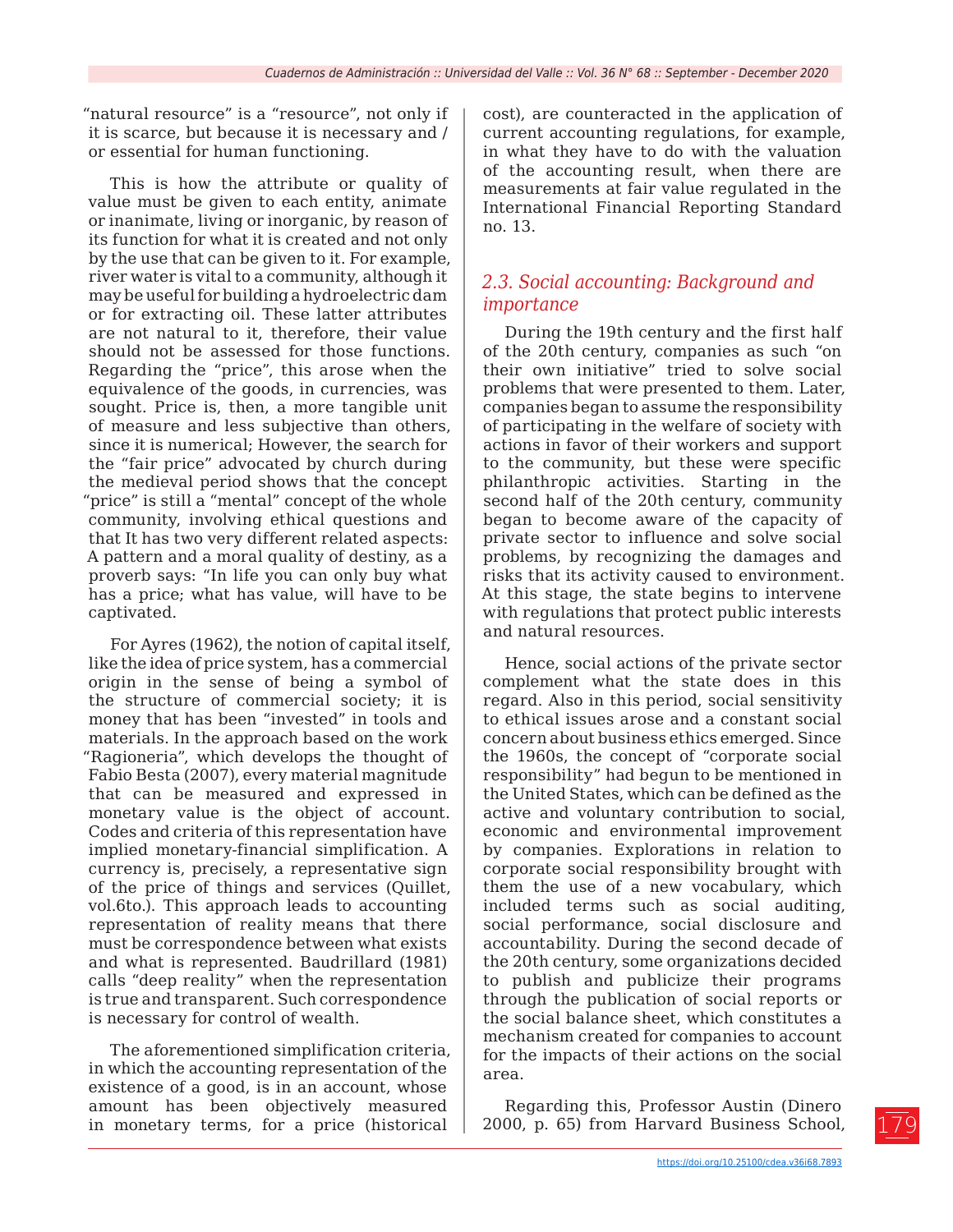"natural resource" is a "resource", not only if it is scarce, but because it is necessary and / or essential for human functioning.

This is how the attribute or quality of value must be given to each entity, animate or inanimate, living or inorganic, by reason of its function for what it is created and not only by the use that can be given to it. For example, river water is vital to a community, although it may be useful for building a hydroelectric dam or for extracting oil. These latter attributes are not natural to it, therefore, their value should not be assessed for those functions. Regarding the "price", this arose when the equivalence of the goods, in currencies, was sought. Price is, then, a more tangible unit of measure and less subjective than others, since it is numerical; However, the search for the "fair price" advocated by church during the medieval period shows that the concept "price" is still a "mental" concept of the whole community, involving ethical questions and that It has two very different related aspects: A pattern and a moral quality of destiny, as a proverb says: "In life you can only buy what has a price; what has value, will have to be captivated.

For Ayres (1962), the notion of capital itself, like the idea of price system, has a commercial origin in the sense of being a symbol of the structure of commercial society; it is money that has been "invested" in tools and materials. In the approach based on the work "Ragioneria", which develops the thought of Fabio Besta (2007), every material magnitude that can be measured and expressed in monetary value is the object of account. Codes and criteria of this representation have implied monetary-financial simplification. A currency is, precisely, a representative sign of the price of things and services (Quillet, vol.6to.). This approach leads to accounting representation of reality means that there must be correspondence between what exists and what is represented. Baudrillard (1981) calls "deep reality" when the representation is true and transparent. Such correspondence is necessary for control of wealth.

The aforementioned simplification criteria, in which the accounting representation of the existence of a good, is in an account, whose amount has been objectively measured in monetary terms, for a price (historical cost), are counteracted in the application of current accounting regulations, for example, in what they have to do with the valuation of the accounting result, when there are measurements at fair value regulated in the International Financial Reporting Standard no. 13.

## *2.3. Social accounting: Background and importance*

During the 19th century and the first half of the 20th century, companies as such "on their own initiative" tried to solve social problems that were presented to them. Later, companies began to assume the responsibility of participating in the welfare of society with actions in favor of their workers and support to the community, but these were specific philanthropic activities. Starting in the second half of the 20th century, community began to become aware of the capacity of private sector to influence and solve social problems, by recognizing the damages and risks that its activity caused to environment. At this stage, the state begins to intervene with regulations that protect public interests and natural resources.

Hence, social actions of the private sector complement what the state does in this regard. Also in this period, social sensitivity to ethical issues arose and a constant social concern about business ethics emerged. Since the 1960s, the concept of "corporate social responsibility" had begun to be mentioned in the United States, which can be defined as the active and voluntary contribution to social, economic and environmental improvement by companies. Explorations in relation to corporate social responsibility brought with them the use of a new vocabulary, which included terms such as social auditing, social performance, social disclosure and accountability. During the second decade of the 20th century, some organizations decided to publish and publicize their programs through the publication of social reports or the social balance sheet, which constitutes a mechanism created for companies to account for the impacts of their actions on the social area.

Regarding this, Professor Austin (Dinero 2000, p. 65) from Harvard Business School,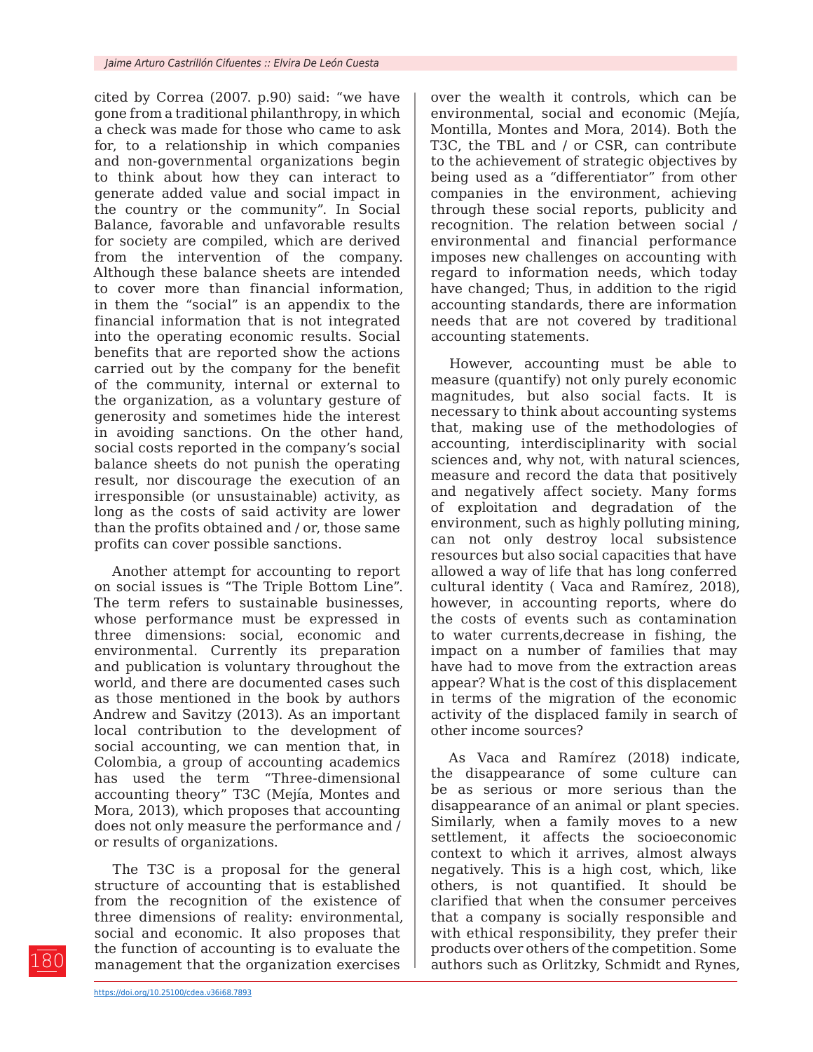cited by Correa (2007. p.90) said: "we have gone from a traditional philanthropy, in which a check was made for those who came to ask for, to a relationship in which companies and non-governmental organizations begin to think about how they can interact to generate added value and social impact in the country or the community". In Social Balance, favorable and unfavorable results for society are compiled, which are derived from the intervention of the company. Although these balance sheets are intended to cover more than financial information, in them the "social" is an appendix to the financial information that is not integrated into the operating economic results. Social benefits that are reported show the actions carried out by the company for the benefit of the community, internal or external to the organization, as a voluntary gesture of generosity and sometimes hide the interest in avoiding sanctions. On the other hand, social costs reported in the company's social balance sheets do not punish the operating result, nor discourage the execution of an irresponsible (or unsustainable) activity, as long as the costs of said activity are lower than the profits obtained and / or, those same profits can cover possible sanctions.

Another attempt for accounting to report on social issues is "The Triple Bottom Line". The term refers to sustainable businesses, whose performance must be expressed in three dimensions: social, economic and environmental. Currently its preparation and publication is voluntary throughout the world, and there are documented cases such as those mentioned in the book by authors Andrew and Savitzy (2013). As an important local contribution to the development of social accounting, we can mention that, in Colombia, a group of accounting academics has used the term "Three-dimensional accounting theory" T3C (Mejía, Montes and Mora, 2013), which proposes that accounting does not only measure the performance and / or results of organizations.

The T3C is a proposal for the general structure of accounting that is established from the recognition of the existence of three dimensions of reality: environmental, social and economic. It also proposes that the function of accounting is to evaluate the management that the organization exercises over the wealth it controls, which can be environmental, social and economic (Mejía, Montilla, Montes and Mora, 2014). Both the T3C, the TBL and / or CSR, can contribute to the achievement of strategic objectives by being used as a "differentiator" from other companies in the environment, achieving through these social reports, publicity and recognition. The relation between social / environmental and financial performance imposes new challenges on accounting with regard to information needs, which today have changed; Thus, in addition to the rigid accounting standards, there are information needs that are not covered by traditional accounting statements.

However, accounting must be able to measure (quantify) not only purely economic magnitudes, but also social facts. It is necessary to think about accounting systems that, making use of the methodologies of accounting, interdisciplinarity with social sciences and, why not, with natural sciences, measure and record the data that positively and negatively affect society. Many forms of exploitation and degradation of the environment, such as highly polluting mining, can not only destroy local subsistence resources but also social capacities that have allowed a way of life that has long conferred cultural identity ( Vaca and Ramírez, 2018), however, in accounting reports, where do the costs of events such as contamination to water currents,decrease in fishing, the impact on a number of families that may have had to move from the extraction areas appear? What is the cost of this displacement in terms of the migration of the economic activity of the displaced family in search of other income sources?

As Vaca and Ramírez (2018) indicate, the disappearance of some culture can be as serious or more serious than the disappearance of an animal or plant species. Similarly, when a family moves to a new settlement, it affects the socioeconomic context to which it arrives, almost always negatively. This is a high cost, which, like others, is not quantified. It should be clarified that when the consumer perceives that a company is socially responsible and with ethical responsibility, they prefer their products over others of the competition. Some authors such as Orlitzky, Schmidt and Rynes,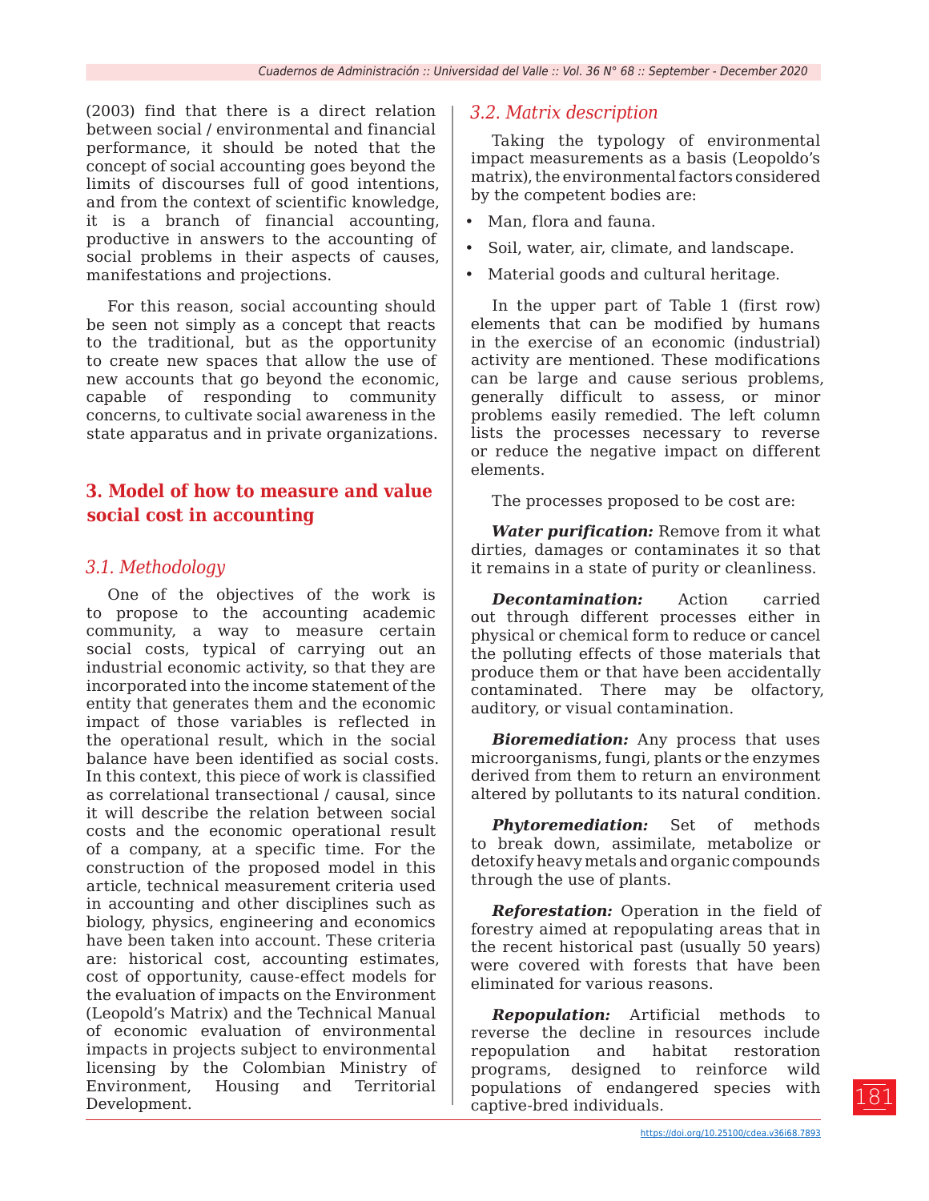(2003) find that there is a direct relation between social / environmental and financial performance, it should be noted that the concept of social accounting goes beyond the limits of discourses full of good intentions, and from the context of scientific knowledge, it is a branch of financial accounting, productive in answers to the accounting of social problems in their aspects of causes, manifestations and projections.

For this reason, social accounting should be seen not simply as a concept that reacts to the traditional, but as the opportunity to create new spaces that allow the use of new accounts that go beyond the economic, capable of responding to community concerns, to cultivate social awareness in the state apparatus and in private organizations.

## 3. Model of how to measure and value social cost in accounting

### *3.1. Methodology*

One of the objectives of the work is to propose to the accounting academic community, a way to measure certain social costs, typical of carrying out an industrial economic activity, so that they are incorporated into the income statement of the entity that generates them and the economic impact of those variables is reflected in the operational result, which in the social balance have been identified as social costs. In this context, this piece of work is classified as correlational transectional / causal, since it will describe the relation between social costs and the economic operational result of a company, at a specific time. For the construction of the proposed model in this article, technical measurement criteria used in accounting and other disciplines such as biology, physics, engineering and economics have been taken into account. These criteria are: historical cost, accounting estimates, cost of opportunity, cause-effect models for the evaluation of impacts on the Environment (Leopold's Matrix) and the Technical Manual of economic evaluation of environmental impacts in projects subject to environmental licensing by the Colombian Ministry of Environment, Housing and Territorial Development.

### *3.2. Matrix description*

Taking the typology of environmental impact measurements as a basis (Leopoldo's matrix), the environmental factors considered by the competent bodies are:

- Man, flora and fauna.
- Soil, water, air, climate, and landscape.
- Material goods and cultural heritage.

In the upper part of Table 1 (first row) elements that can be modified by humans in the exercise of an economic (industrial) activity are mentioned. These modifications can be large and cause serious problems, generally difficult to assess, or minor problems easily remedied. The left column lists the processes necessary to reverse or reduce the negative impact on different elements.

The processes proposed to be cost are:

***Water purification:*** Remove from it what dirties, damages or contaminates it so that it remains in a state of purity or cleanliness.

***Decontamination:*** Action carried out through different processes either in physical or chemical form to reduce or cancel the polluting effects of those materials that produce them or that have been accidentally contaminated. There may be olfactory, auditory, or visual contamination.

***Bioremediation:*** Any process that uses microorganisms, fungi, plants or the enzymes derived from them to return an environment altered by pollutants to its natural condition.

***Phytoremediation:*** Set of methods to break down, assimilate, metabolize or detoxify heavy metals and organic compounds through the use of plants.

***Reforestation:*** Operation in the field of forestry aimed at repopulating areas that in the recent historical past (usually 50 years) were covered with forests that have been eliminated for various reasons.

***Repopulation:*** Artificial methods to reverse the decline in resources include repopulation and habitat restoration programs, designed to reinforce wild populations of endangered species with captive-bred individuals.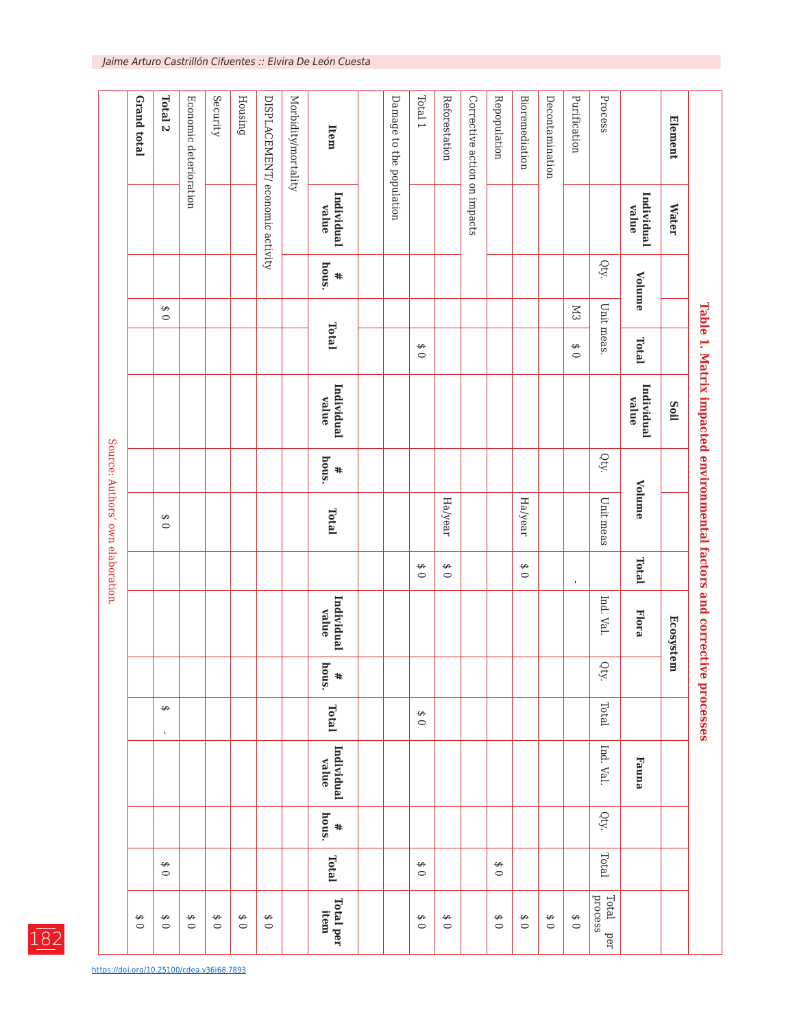**Table 1. Matrix impacted environmental factors and corrective processes**

| Element | Water | | | | Soil | | | | Ecosystem | | | | | | |
|---|---|---|---|---|---|---|---|---|---|---|---|---|---|---|---|
| | Individual value | Volume | | Total | Individual value | Volume | | Total | Flora | | | Fauna | | | |
| Process | | Qty. | Unit meas. | | | Qty. | Unit meas | | Ind. Val. | Qty. | Total | Ind. Val. | Qty. | Total | Total per process |
| Purification | | | M3 | $ 0 | | | | - | | | | | | | $ 0 |
| Decontamination | | | | | | | | | | | | | | | $ 0 |
| Bioremediation | | | | | | | Ha/year | $ 0 | | | | | | | $ 0 |
| Repopulation | | | | | | | | | | | | | | $ 0 | $ 0 |
| Corrective action on impacts | | | | | | | | | | | | | | | |
| Reforestation | | | | | | | Ha/year | $ 0 | | | | | | | $ 0 |
| Total 1 | | | | $ 0 | | | | $ 0 | | | $ 0 | | | $ 0 | $ 0 |
| Damage to the population | | | | | | | | | | | | | | | |
| | | | | | | | | | | | | | | | |
| Item | Individual value | # hous. | Total | | Individual value | # hous. | Total | | Individual value | # hous. | Total | Individual value | # hous. | Total | Total per item |
| Morbidity/mortality | | | | | | | | | | | | | | | |
| DISPLACEMENT/ economic activity | | | | | | | | | | | | | | | $ 0 |
| Housing | | | | | | | | | | | | | | | $ 0 |
| Security | | | | | | | | | | | | | | | $ 0 |
| Economic deterioration | | | | | | | | | | | | | | | $ 0 |
| Total 2 | | | $ 0 | | | | $ 0 | | | | $ - | | | $ 0 | $ 0 |
| Grand total | | | | | | | | | | | | | | | $ 0 |

Source: Authors' own elaboration.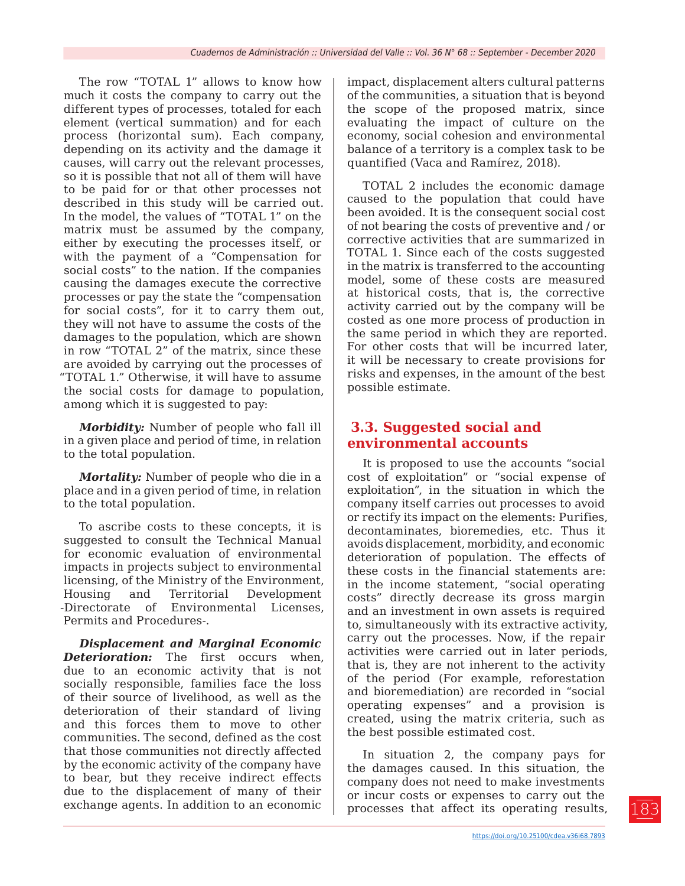The row “TOTAL 1” allows to know how much it costs the company to carry out the different types of processes, totaled for each element (vertical summation) and for each process (horizontal sum). Each company, depending on its activity and the damage it causes, will carry out the relevant processes, so it is possible that not all of them will have to be paid for or that other processes not described in this study will be carried out. In the model, the values of “TOTAL 1” on the matrix must be assumed by the company, either by executing the processes itself, or with the payment of a “Compensation for social costs” to the nation. If the companies causing the damages execute the corrective processes or pay the state the “compensation for social costs”, for it to carry them out, they will not have to assume the costs of the damages to the population, which are shown in row “TOTAL 2” of the matrix, since these are avoided by carrying out the processes of “TOTAL 1.” Otherwise, it will have to assume the social costs for damage to population, among which it is suggested to pay:

***Morbidity:*** Number of people who fall ill in a given place and period of time, in relation to the total population.

***Mortality:*** Number of people who die in a place and in a given period of time, in relation to the total population.

To ascribe costs to these concepts, it is suggested to consult the Technical Manual for economic evaluation of environmental impacts in projects subject to environmental licensing, of the Ministry of the Environment, Housing and Territorial Development -Directorate of Environmental Licenses, Permits and Procedures-.

***Displacement and Marginal Economic Deterioration:*** The first occurs when, due to an economic activity that is not socially responsible, families face the loss of their source of livelihood, as well as the deterioration of their standard of living and this forces them to move to other communities. The second, defined as the cost that those communities not directly affected by the economic activity of the company have to bear, but they receive indirect effects due to the displacement of many of their exchange agents. In addition to an economic impact, displacement alters cultural patterns of the communities, a situation that is beyond the scope of the proposed matrix, since evaluating the impact of culture on the economy, social cohesion and environmental balance of a territory is a complex task to be quantified (Vaca and Ramírez, 2018).

TOTAL 2 includes the economic damage caused to the population that could have been avoided. It is the consequent social cost of not bearing the costs of preventive and / or corrective activities that are summarized in TOTAL 1. Since each of the costs suggested in the matrix is transferred to the accounting model, some of these costs are measured at historical costs, that is, the corrective activity carried out by the company will be costed as one more process of production in the same period in which they are reported. For other costs that will be incurred later, it will be necessary to create provisions for risks and expenses, in the amount of the best possible estimate.

## 3.3. Suggested social and environmental accounts

It is proposed to use the accounts “social cost of exploitation” or “social expense of exploitation”, in the situation in which the company itself carries out processes to avoid or rectify its impact on the elements: Purifies, decontaminates, bioremedies, etc. Thus it avoids displacement, morbidity, and economic deterioration of population. The effects of these costs in the financial statements are: in the income statement, “social operating costs” directly decrease its gross margin and an investment in own assets is required to, simultaneously with its extractive activity, carry out the processes. Now, if the repair activities were carried out in later periods, that is, they are not inherent to the activity of the period (For example, reforestation and bioremediation) are recorded in “social operating expenses” and a provision is created, using the matrix criteria, such as the best possible estimated cost.

In situation 2, the company pays for the damages caused. In this situation, the company does not need to make investments or incur costs or expenses to carry out the processes that affect its operating results,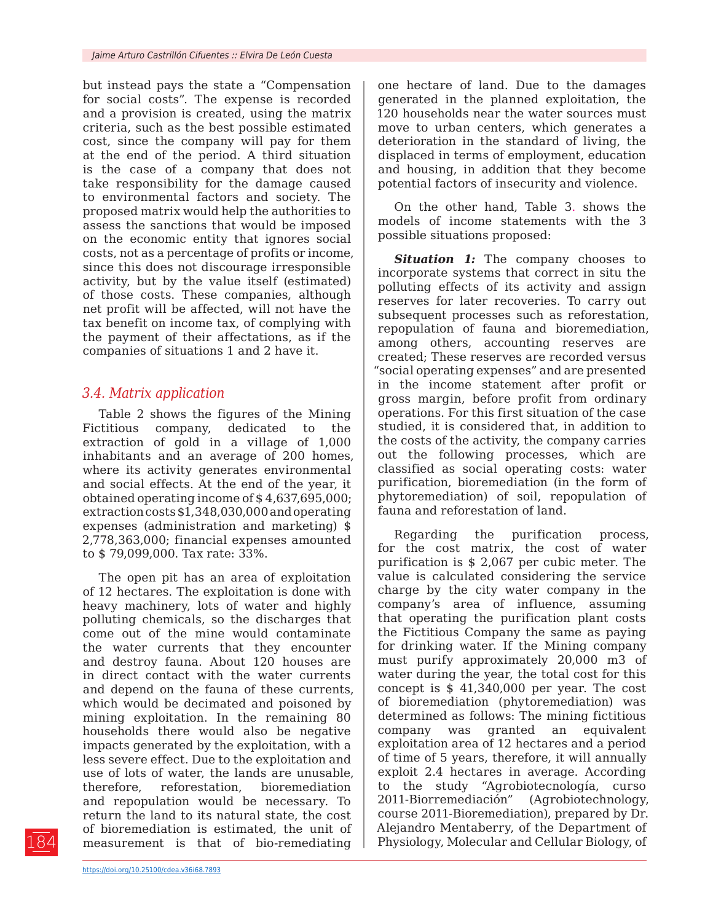but instead pays the state a "Compensation for social costs". The expense is recorded and a provision is created, using the matrix criteria, such as the best possible estimated cost, since the company will pay for them at the end of the period. A third situation is the case of a company that does not take responsibility for the damage caused to environmental factors and society. The proposed matrix would help the authorities to assess the sanctions that would be imposed on the economic entity that ignores social costs, not as a percentage of profits or income, since this does not discourage irresponsible activity, but by the value itself (estimated) of those costs. These companies, although net profit will be affected, will not have the tax benefit on income tax, of complying with the payment of their affectations, as if the companies of situations 1 and 2 have it.

### *3.4. Matrix application*

Table 2 shows the figures of the Mining Fictitious company, dedicated to the extraction of gold in a village of 1,000 inhabitants and an average of 200 homes, where its activity generates environmental and social effects. At the end of the year, it obtained operating income of $ 4,637,695,000; extraction costs $1,348,030,000 and operating expenses (administration and marketing) $ 2,778,363,000; financial expenses amounted to $ 79,099,000. Tax rate: 33%.

The open pit has an area of exploitation of 12 hectares. The exploitation is done with heavy machinery, lots of water and highly polluting chemicals, so the discharges that come out of the mine would contaminate the water currents that they encounter and destroy fauna. About 120 houses are in direct contact with the water currents and depend on the fauna of these currents, which would be decimated and poisoned by mining exploitation. In the remaining 80 households there would also be negative impacts generated by the exploitation, with a less severe effect. Due to the exploitation and use of lots of water, the lands are unusable, therefore, reforestation, bioremediation and repopulation would be necessary. To return the land to its natural state, the cost of bioremediation is estimated, the unit of measurement is that of bio-remediating one hectare of land. Due to the damages generated in the planned exploitation, the 120 households near the water sources must move to urban centers, which generates a deterioration in the standard of living, the displaced in terms of employment, education and housing, in addition that they become potential factors of insecurity and violence.

On the other hand, Table 3. shows the models of income statements with the 3 possible situations proposed:

***Situation 1:*** The company chooses to incorporate systems that correct in situ the polluting effects of its activity and assign reserves for later recoveries. To carry out subsequent processes such as reforestation, repopulation of fauna and bioremediation, among others, accounting reserves are created; These reserves are recorded versus "social operating expenses" and are presented in the income statement after profit or gross margin, before profit from ordinary operations. For this first situation of the case studied, it is considered that, in addition to the costs of the activity, the company carries out the following processes, which are classified as social operating costs: water purification, bioremediation (in the form of phytoremediation) of soil, repopulation of fauna and reforestation of land.

Regarding the purification process, for the cost matrix, the cost of water purification is $ 2,067 per cubic meter. The value is calculated considering the service charge by the city water company in the company's area of influence, assuming that operating the purification plant costs the Fictitious Company the same as paying for drinking water. If the Mining company must purify approximately 20,000 m3 of water during the year, the total cost for this concept is $ 41,340,000 per year. The cost of bioremediation (phytoremediation) was determined as follows: The mining fictitious company was granted an equivalent exploitation area of 12 hectares and a period of time of 5 years, therefore, it will annually exploit 2.4 hectares in average. According to the study "Agrobiotecnología, curso 2011-Biorremediación" (Agrobiotechnology, course 2011-Bioremediation), prepared by Dr. Alejandro Mentaberry, of the Department of Physiology, Molecular and Cellular Biology, of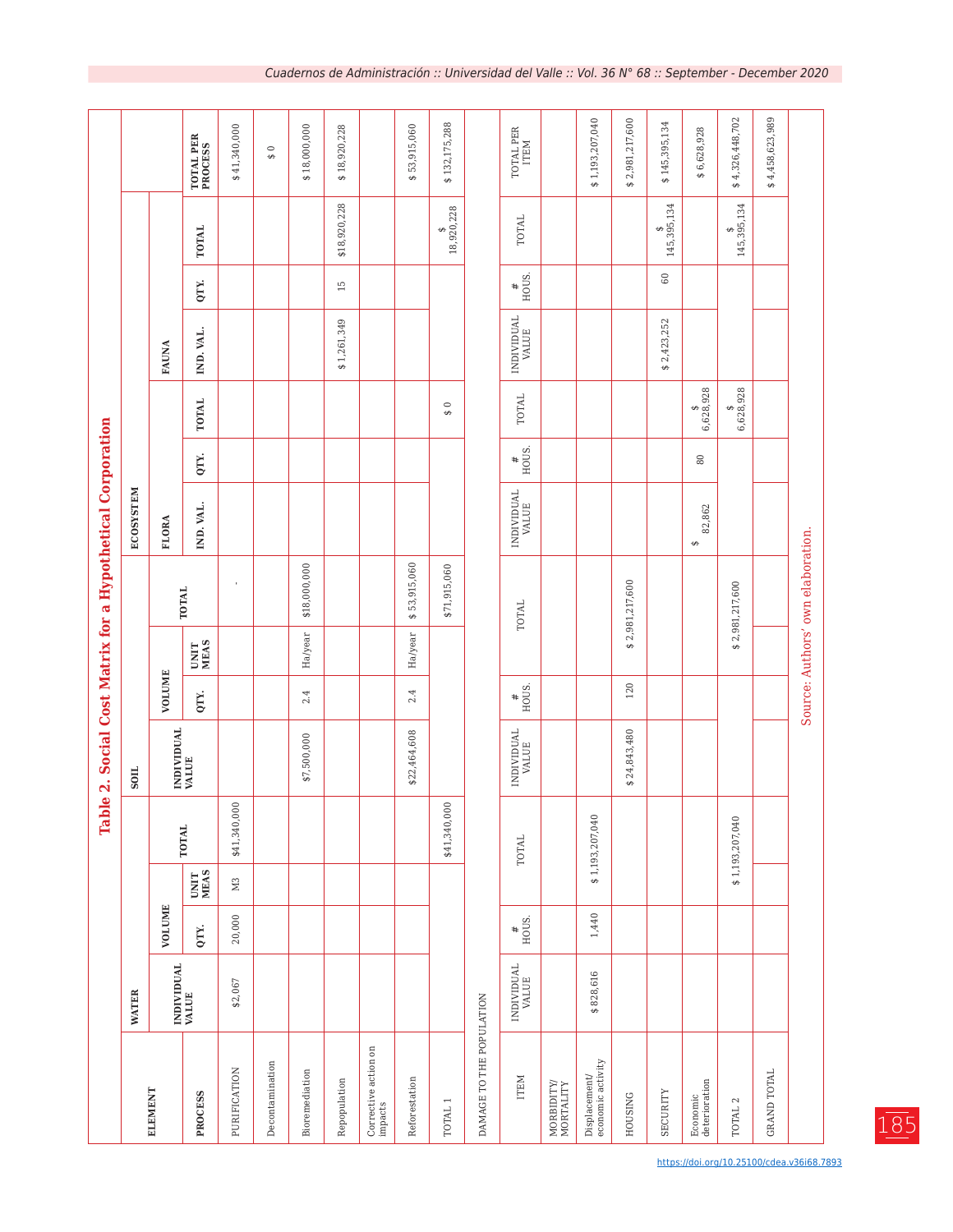# Table 2. Social Cost Matrix for a Hypothetical Corporation

| ELEMENT | WATER | | | | SOIL | | | | ECOSYSTEM | | | | | | |
|---|---|---|---|---|---|---|---|---|---|---|---|---|---|---|---|
| | | | | | | | | | FLORA | | | FAUNA | | | |
| | INDIVIDUAL VALUE | VOLUME | | TOTAL | INDIVIDUAL VALUE | VOLUME | | TOTAL | | | | | | | |
| PROCESS | | QTY. | UNIT MEAS | | | QTY. | UNIT MEAS | | IND. VAL. | QTY. | TOTAL | IND. VAL. | QTY. | TOTAL | TOTAL PER PROCESS |
| PURIFICATION | $2,067 | 20,000 | M3 | $41,340,000 | | | | - | | | | | | | $ 41,340,000 |
| Decontamination | | | | | | | | | | | | | | | $ 0 |
| Bioremediation | | | | | $7,500,000 | 2.4 | Ha/year | $18,000,000 | | | | | | | $ 18,000,000 |
| Repopulation | | | | | | | | | | | | $ 1,261,349 | 15 | $18,920,228 | $ 18,920,228 |
| Corrective action on impacts | | | | | | | | | | | | | | | |
| Reforestation | | | | | $22,464,608 | 2.4 | Ha/year | $ 53,915,060 | | | | | | | $ 53,915,060 |
| TOTAL 1 | | | | $41,340,000 | | | | $71,915,060 | | | $ 0 | | | $ 18,920,228 | $ 132,175,288 |
| DAMAGE TO THE POPULATION | | | | | | | | | | | | | | | |
| ITEM | INDIVIDUAL VALUE | # HOUS. | | TOTAL | INDIVIDUAL VALUE | # HOUS. | | TOTAL | INDIVIDUAL VALUE | # HOUS. | TOTAL | INDIVIDUAL VALUE | # HOUS. | TOTAL | TOTAL PER ITEM |
| MORBIDITY/ MORTALITY | | | | | | | | | | | | | | | |
| Displacement/ economic activity | $ 828,616 | 1,440 | | $ 1,193,207,040 | | | | | | | | | | | $ 1,193,207,040 |
| HOUSING | | | | | $ 24,843,480 | 120 | | $ 2,981,217,600 | | | | | | | $ 2,981,217,600 |
| SECURITY | | | | | | | | | | | | $ 2,423,252 | 60 | $ 145,395,134 | $ 145,395,134 |
| Economic deterioration | | | | | | | | | $ 82,862 | 80 | $ 6,628,928 | | | | $ 6,628,928 |
| TOTAL 2 | | | | $ 1,193,207,040 | | | | $ 2,981,217,600 | | | $ 6,628,928 | | | $ 145,395,134 | $ 4,326,448,702 |
| GRAND TOTAL | | | | | | | | | | | | | | | $ 4,458,623,989 |

Source: Authors' own elaboration.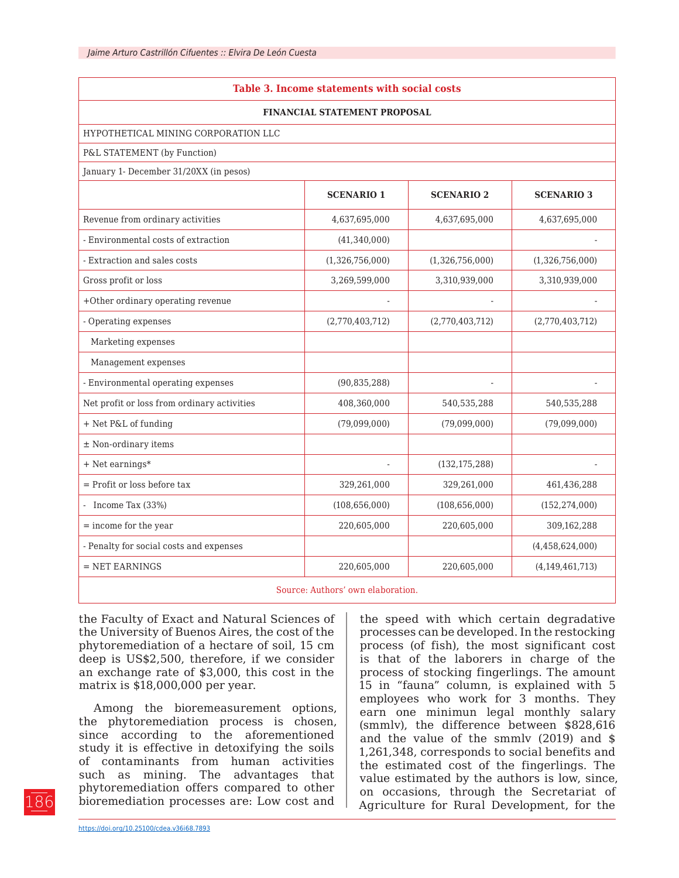**Table 3. Income statements with social costs**

| FINANCIAL STATEMENT PROPOSAL | | | |
|---|---|---|---|
| HYPOTHETICAL MINING CORPORATION LLC | | | |
| P&L STATEMENT (by Function) | | | |
| January 1- December 31/20XX (in pesos) | | | |
| | **SCENARIO 1** | **SCENARIO 2** | **SCENARIO 3** |
| Revenue from ordinary activities | 4,637,695,000 | 4,637,695,000 | 4,637,695,000 |
| - Environmental costs of extraction | (41,340,000) | | - |
| - Extraction and sales costs | (1,326,756,000) | (1,326,756,000) | (1,326,756,000) |
| Gross profit or loss | 3,269,599,000 | 3,310,939,000 | 3,310,939,000 |
| +Other ordinary operating revenue | - | - | - |
| - Operating expenses | (2,770,403,712) | (2,770,403,712) | (2,770,403,712) |
| Marketing expenses | | | |
| Management expenses | | | |
| - Environmental operating expenses | (90,835,288) | - | - |
| Net profit or loss from ordinary activities | 408,360,000 | 540,535,288 | 540,535,288 |
| + Net P&L of funding | (79,099,000) | (79,099,000) | (79,099,000) |
| ± Non-ordinary items | | | |
| + Net earnings* | - | (132,175,288) | - |
| = Profit or loss before tax | 329,261,000 | 329,261,000 | 461,436,288 |
| - Income Tax (33%) | (108,656,000) | (108,656,000) | (152,274,000) |
| = income for the year | 220,605,000 | 220,605,000 | 309,162,288 |
| - Penalty for social costs and expenses | | | (4,458,624,000) |
| = NET EARNINGS | 220,605,000 | 220,605,000 | (4,149,461,713) |

Source: Authors' own elaboration.

the Faculty of Exact and Natural Sciences of the University of Buenos Aires, the cost of the phytoremediation of a hectare of soil, 15 cm deep is US$2,500, therefore, if we consider an exchange rate of $3,000, this cost in the matrix is $18,000,000 per year.

Among the bioremeasurement options, the phytoremediation process is chosen, since according to the aforementioned study it is effective in detoxifying the soils of contaminants from human activities such as mining. The advantages that phytoremediation offers compared to other bioremediation processes are: Low cost and the speed with which certain degradative processes can be developed. In the restocking process (of fish), the most significant cost is that of the laborers in charge of the process of stocking fingerlings. The amount 15 in "fauna" column, is explained with 5 employees who work for 3 months. They earn one minimun legal monthly salary (smmlv), the difference between $828,616 and the value of the smmlv (2019) and $ 1,261,348, corresponds to social benefits and the estimated cost of the fingerlings. The value estimated by the authors is low, since, on occasions, through the Secretariat of Agriculture for Rural Development, for the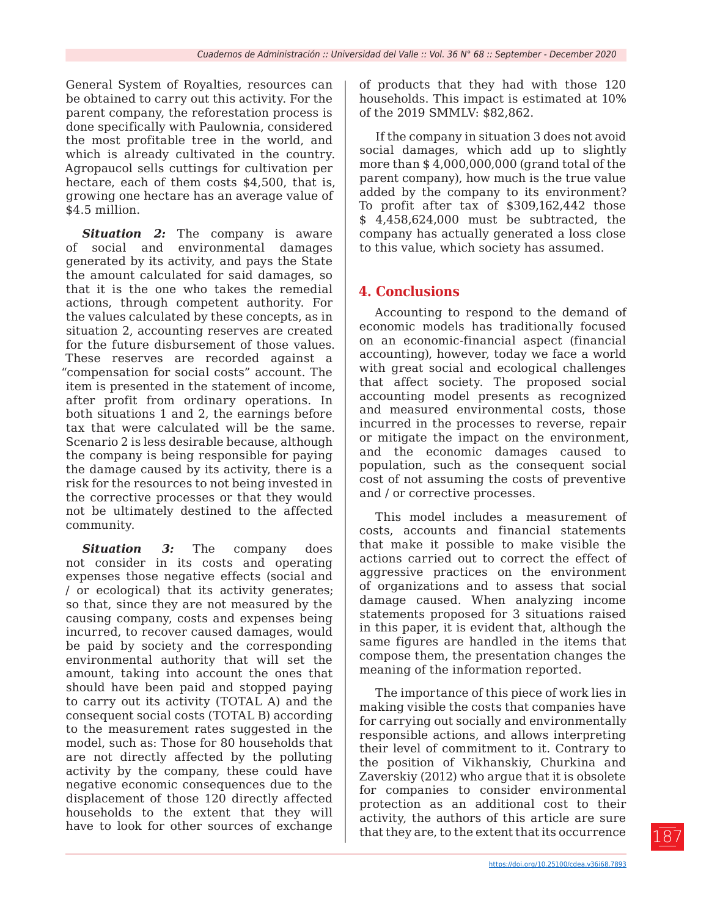General System of Royalties, resources can be obtained to carry out this activity. For the parent company, the reforestation process is done specifically with Paulownia, considered the most profitable tree in the world, and which is already cultivated in the country. Agropaucol sells cuttings for cultivation per hectare, each of them costs $4,500, that is, growing one hectare has an average value of $4.5 million.

***Situation 2:*** The company is aware of social and environmental damages generated by its activity, and pays the State the amount calculated for said damages, so that it is the one who takes the remedial actions, through competent authority. For the values calculated by these concepts, as in situation 2, accounting reserves are created for the future disbursement of those values. These reserves are recorded against a "compensation for social costs" account. The item is presented in the statement of income, after profit from ordinary operations. In both situations 1 and 2, the earnings before tax that were calculated will be the same. Scenario 2 is less desirable because, although the company is being responsible for paying the damage caused by its activity, there is a risk for the resources to not being invested in the corrective processes or that they would not be ultimately destined to the affected community.

***Situation 3:*** The company does not consider in its costs and operating expenses those negative effects (social and / or ecological) that its activity generates; so that, since they are not measured by the causing company, costs and expenses being incurred, to recover caused damages, would be paid by society and the corresponding environmental authority that will set the amount, taking into account the ones that should have been paid and stopped paying to carry out its activity (TOTAL A) and the consequent social costs (TOTAL B) according to the measurement rates suggested in the model, such as: Those for 80 households that are not directly affected by the polluting activity by the company, these could have negative economic consequences due to the displacement of those 120 directly affected households to the extent that they will have to look for other sources of exchange of products that they had with those 120 households. This impact is estimated at 10% of the 2019 SMMLV: $82,862.

If the company in situation 3 does not avoid social damages, which add up to slightly more than $ 4,000,000,000 (grand total of the parent company), how much is the true value added by the company to its environment? To profit after tax of $309,162,442 those $ 4,458,624,000 must be subtracted, the company has actually generated a loss close to this value, which society has assumed.

## 4. Conclusions

Accounting to respond to the demand of economic models has traditionally focused on an economic-financial aspect (financial accounting), however, today we face a world with great social and ecological challenges that affect society. The proposed social accounting model presents as recognized and measured environmental costs, those incurred in the processes to reverse, repair or mitigate the impact on the environment, and the economic damages caused to population, such as the consequent social cost of not assuming the costs of preventive and / or corrective processes.

This model includes a measurement of costs, accounts and financial statements that make it possible to make visible the actions carried out to correct the effect of aggressive practices on the environment of organizations and to assess that social damage caused. When analyzing income statements proposed for 3 situations raised in this paper, it is evident that, although the same figures are handled in the items that compose them, the presentation changes the meaning of the information reported.

The importance of this piece of work lies in making visible the costs that companies have for carrying out socially and environmentally responsible actions, and allows interpreting their level of commitment to it. Contrary to the position of Vikhanskiy, Churkina and Zaverskiy (2012) who argue that it is obsolete for companies to consider environmental protection as an additional cost to their activity, the authors of this article are sure that they are, to the extent that its occurrence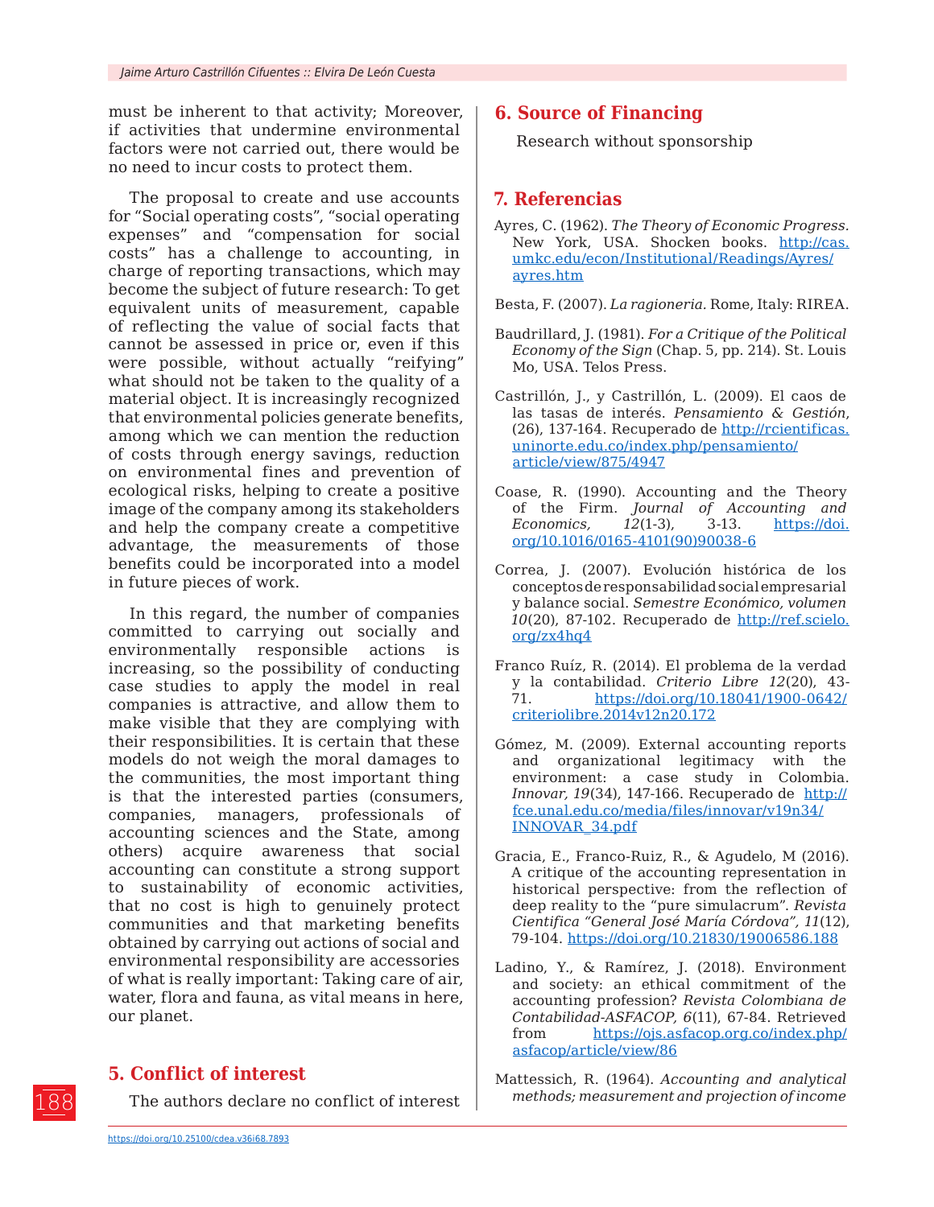must be inherent to that activity; Moreover, if activities that undermine environmental factors were not carried out, there would be no need to incur costs to protect them.

The proposal to create and use accounts for "Social operating costs", "social operating expenses" and "compensation for social costs" has a challenge to accounting, in charge of reporting transactions, which may become the subject of future research: To get equivalent units of measurement, capable of reflecting the value of social facts that cannot be assessed in price or, even if this were possible, without actually "reifying" what should not be taken to the quality of a material object. It is increasingly recognized that environmental policies generate benefits, among which we can mention the reduction of costs through energy savings, reduction on environmental fines and prevention of ecological risks, helping to create a positive image of the company among its stakeholders and help the company create a competitive advantage, the measurements of those benefits could be incorporated into a model in future pieces of work.

In this regard, the number of companies committed to carrying out socially and environmentally responsible actions is increasing, so the possibility of conducting case studies to apply the model in real companies is attractive, and allow them to make visible that they are complying with their responsibilities. It is certain that these models do not weigh the moral damages to the communities, the most important thing is that the interested parties (consumers, companies, managers, professionals of accounting sciences and the State, among others) acquire awareness that social accounting can constitute a strong support to sustainability of economic activities, that no cost is high to genuinely protect communities and that marketing benefits obtained by carrying out actions of social and environmental responsibility are accessories of what is really important: Taking care of air, water, flora and fauna, as vital means in here, our planet.

## 5. Conflict of interest

The authors declare no conflict of interest

## 6. Source of Financing

Research without sponsorship

## 7. Referencias

Ayres, C. (1962). *The Theory of Economic Progress*. New York, USA. Shocken books. http://cas.umkc.edu/econ/Institutional/Readings/Ayres/ayres.htm

Besta, F. (2007). *La ragioneria*. Rome, Italy: RIREA.

Baudrillard, J. (1981). *For a Critique of the Political Economy of the Sign* (Chap. 5, pp. 214). St. Louis Mo, USA. Telos Press.

Castrillón, J., y Castrillón, L. (2009). El caos de las tasas de interés. *Pensamiento & Gestión*, (26), 137-164. Recuperado de http://rcientificas.uninorte.edu.co/index.php/pensamiento/article/view/875/4947

Coase, R. (1990). Accounting and the Theory of the Firm. *Journal of Accounting and Economics, 12*(1-3), 3-13. https://doi.org/10.1016/0165-4101(90)90038-6

Correa, J. (2007). Evolución histórica de los conceptos de responsabilidad social empresarial y balance social. *Semestre Económico, volumen 10*(20), 87-102. Recuperado de http://ref.scielo.org/zx4hq4

Franco Ruíz, R. (2014). El problema de la verdad y la contabilidad. *Criterio Libre 12*(20), 43-71. https://doi.org/10.18041/1900-0642/criteriolibre.2014v12n20.172

Gómez, M. (2009). External accounting reports and organizational legitimacy with the environment: a case study in Colombia. *Innovar, 19*(34), 147-166. Recuperado de http://fce.unal.edu.co/media/files/innovar/v19n34/INNOVAR_34.pdf

Gracia, E., Franco-Ruiz, R., & Agudelo, M (2016). A critique of the accounting representation in historical perspective: from the reflection of deep reality to the "pure simulacrum". *Revista Cientifica "General José María Córdova", 11*(12), 79-104. https://doi.org/10.21830/19006586.188

Ladino, Y., & Ramírez, J. (2018). Environment and society: an ethical commitment of the accounting profession? *Revista Colombiana de Contabilidad-ASFACOP, 6*(11), 67-84. Retrieved from https://ojs.asfacop.org.co/index.php/asfacop/article/view/86

Mattessich, R. (1964). *Accounting and analytical methods; measurement and projection of income*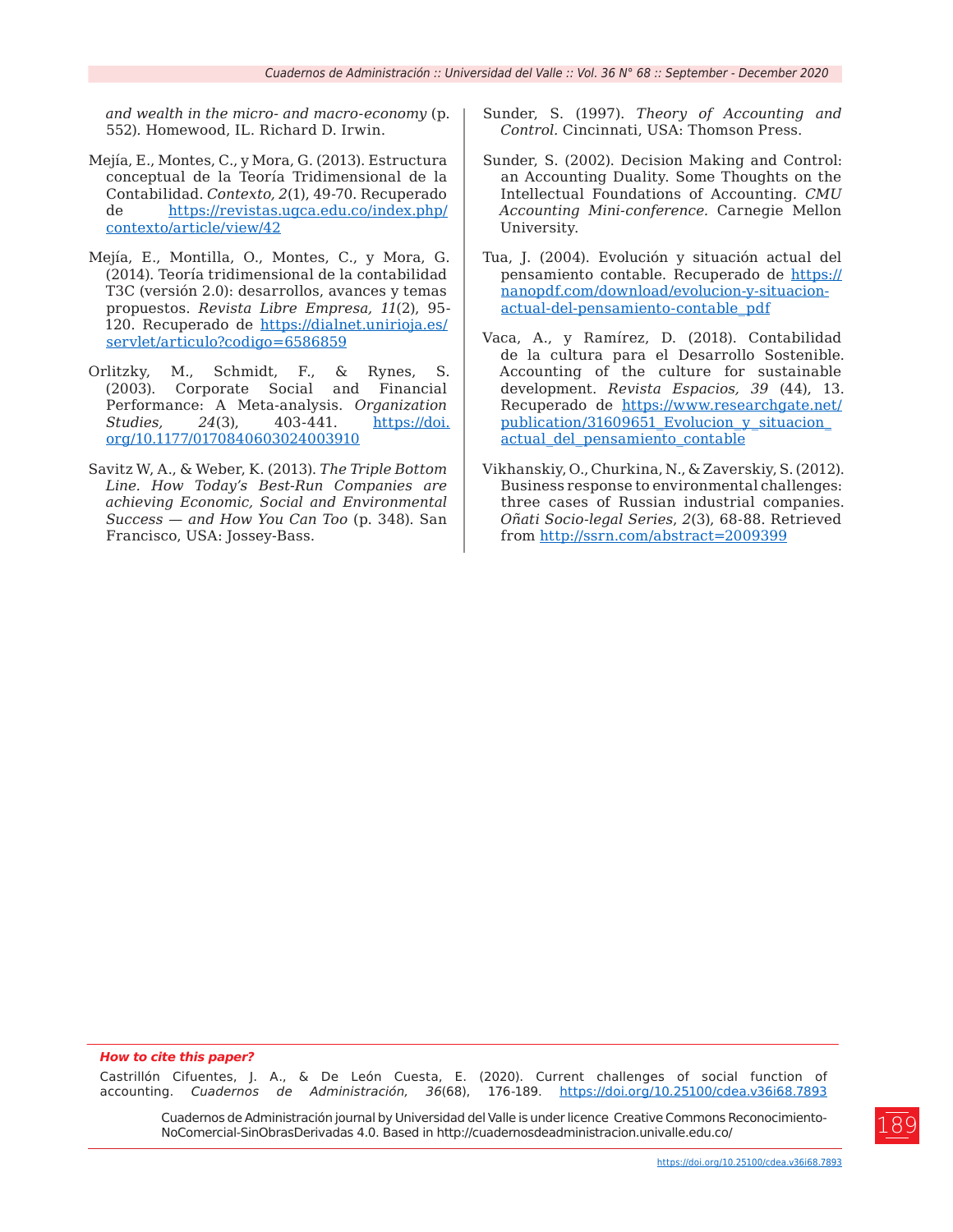*and wealth in the micro- and macro-economy* (p. 552). Homewood, IL. Richard D. Irwin.

Mejía, E., Montes, C., y Mora, G. (2013). Estructura conceptual de la Teoría Tridimensional de la Contabilidad. *Contexto, 2*(1), 49-70. Recuperado de https://revistas.ugca.edu.co/index.php/contexto/article/view/42

Mejía, E., Montilla, O., Montes, C., y Mora, G. (2014). Teoría tridimensional de la contabilidad T3C (versión 2.0): desarrollos, avances y temas propuestos. *Revista Libre Empresa, 11*(2), 95-120. Recuperado de https://dialnet.unirioja.es/servlet/articulo?codigo=6586859

Orlitzky, M., Schmidt, F., & Rynes, S. (2003). Corporate Social and Financial Performance: A Meta-analysis. *Organization Studies, 24*(3), 403-441. https://doi.org/10.1177/0170840603024003910

Savitz W, A., & Weber, K. (2013). *The Triple Bottom Line. How Today's Best-Run Companies are achieving Economic, Social and Environmental Success — and How You Can Too* (p. 348). San Francisco, USA: Jossey-Bass.

Sunder, S. (1997). *Theory of Accounting and Control*. Cincinnati, USA: Thomson Press.

Sunder, S. (2002). Decision Making and Control: an Accounting Duality. Some Thoughts on the Intellectual Foundations of Accounting. *CMU Accounting Mini-conference*. Carnegie Mellon University.

Tua, J. (2004). Evolución y situación actual del pensamiento contable. Recuperado de https://nanopdf.com/download/evolucion-y-situacion-actual-del-pensamiento-contable_pdf

Vaca, A., y Ramírez, D. (2018). Contabilidad de la cultura para el Desarrollo Sostenible. Accounting of the culture for sustainable development. *Revista Espacios, 39* (44), 13. Recuperado de https://www.researchgate.net/publication/31609651_Evolucion_y_situacion_actual_del_pensamiento_contable

Vikhanskiy, O., Churkina, N., & Zaverskiy, S. (2012). Business response to environmental challenges: three cases of Russian industrial companies. *Oñati Socio-legal Series*, *2*(3), 68-88. Retrieved from http://ssrn.com/abstract=2009399

***How to cite this paper?***

Castrillón Cifuentes, J. A., & De León Cuesta, E. (2020). Current challenges of social function of accounting. *Cuadernos de Administración, 36*(68), 176-189. https://doi.org/10.25100/cdea.v36i68.7893

Cuadernos de Administración journal by Universidad del Valle is under licence Creative Commons Reconocimiento-NoComercial-SinObrasDerivadas 4.0. Based in http://cuadernosdeadministracion.univalle.edu.co/